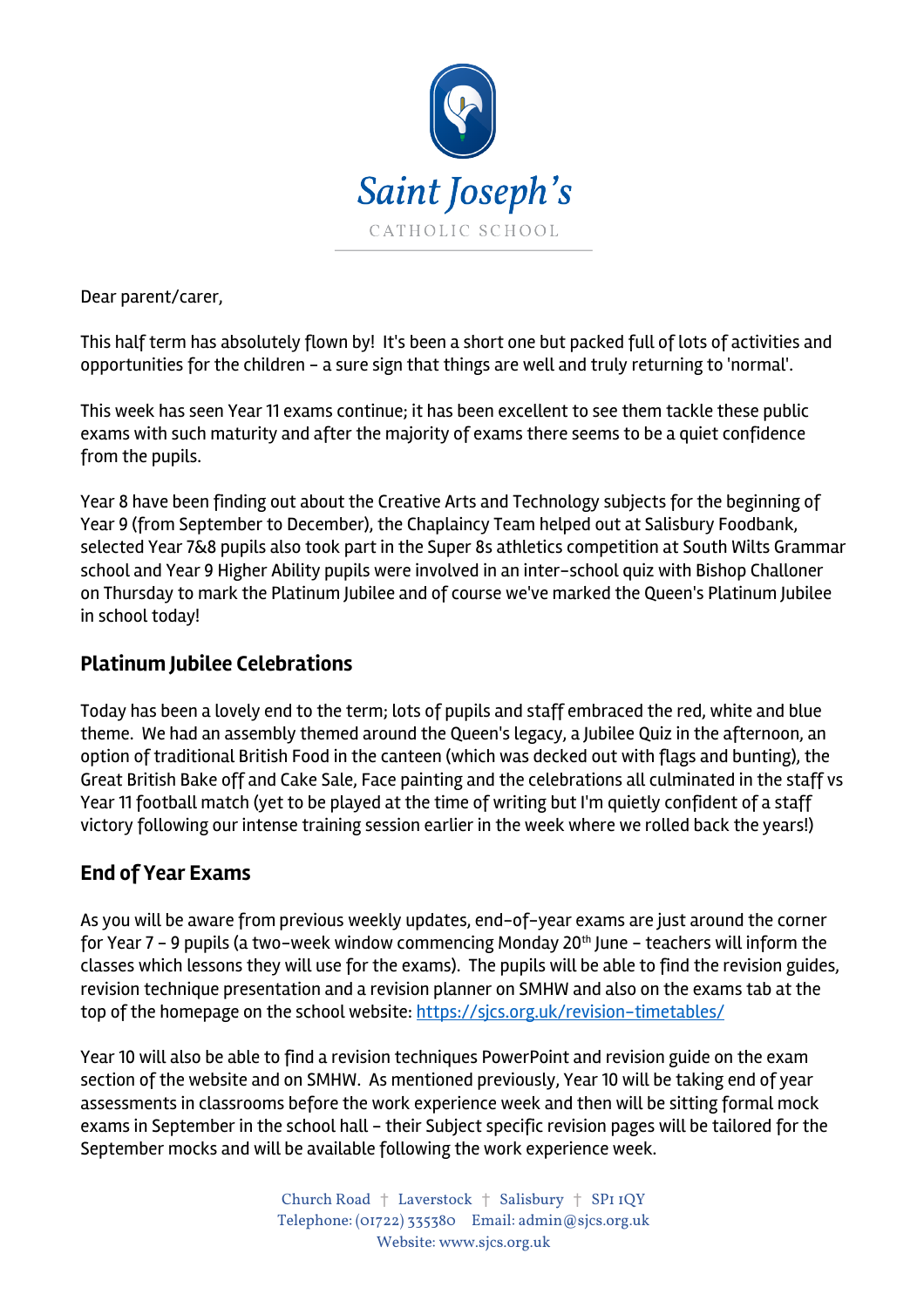Saint Joseph's

CATHOLIC SCHOOL

Dear parent/carer,

This half term has absolutely flown by! It's been a short one but packed full of lots of activities and opportunities for the children – a sure sign that things are well and truly returning to 'normal'.

This week has seen Year 11 exams continue; it has been excellent to see them tackle these public exams with such maturity and after the majority of exams there seems to be a quiet confidence from the pupils.

Year 8 have been finding out about the Creative Arts and Technology subjects for the beginning of Year 9 (from September to December), the Chaplaincy Team helped out at Salisbury Foodbank, selected Year 7&8 pupils also took part in the Super 8s athletics competition at South Wilts Grammar school and Year 9 Higher Ability pupils were involved in an inter-school quiz with Bishop Challoner on Thursday to mark the Platinum Jubilee and of course we've marked the Queen's Platinum Jubilee in school today!

## Platinum Jubilee Celebrations

Today has been a lovely end to the term; lots of pupils and staff embraced the red, white and blue theme. We had an assembly themed around the Queen's legacy, a Jubilee Quiz in the afternoon, an option of traditional British Food in the canteen (which was decked out with flags and bunting), the Great British Bake off and Cake Sale, Face painting and the celebrations all culminated in the staff vs Year 11 football match (yet to be played at the time of writing but I'm quietly confident of a staff victory following our intense training session earlier in the week where we rolled back the years!)

## End of Year Exams

As you will be aware from previous weekly updates, end-of-year exams are just around the corner for Year 7 – 9 pupils (a two-week window commencing Monday 20th June – teachers will inform the classes which lessons they will use for the exams). The pupils will be able to find the revision guides, revision technique presentation and a revision planner on SMHW and also on the exams tab at the top of the homepage on the school website: https://sjcs.org.uk/revision-timetables/

Year 10 will also be able to find a revision techniques PowerPoint and revision guide on the exam section of the website and on SMHW. As mentioned previously, Year 10 will be taking end of year assessments in classrooms before the work experience week and then will be sitting formal mock exams in September in the school hall – their Subject specific revision pages will be tailored for the September mocks and will be available following the work experience week.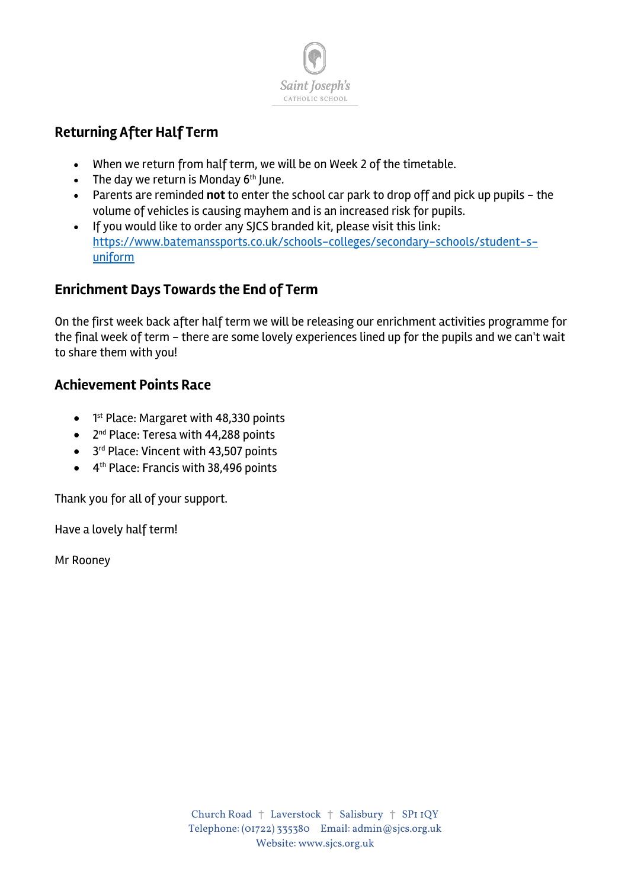## Returning After Half Term

- When we return from half term, we will be on Week 2 of the timetable.
- The day we return is Monday 6th June.
- Parents are reminded **not** to enter the school car park to drop off and pick up pupils – the volume of vehicles is causing mayhem and is an increased risk for pupils.
- If you would like to order any SJCS branded kit, please visit this link: [https://www.batemanssports.co.uk/schools-colleges/secondary-schools/student-s-uniform](https://www.batemanssports.co.uk/schools-colleges/secondary-schools/student-s-uniform)

## Enrichment Days Towards the End of Term

On the first week back after half term we will be releasing our enrichment activities programme for the final week of term – there are some lovely experiences lined up for the pupils and we can't wait to share them with you!

## Achievement Points Race

- 1st Place: Margaret with 48,330 points
- 2nd Place: Teresa with 44,288 points
- 3rd Place: Vincent with 43,507 points
- 4th Place: Francis with 38,496 points

Thank you for all of your support.

Have a lovely half term!

Mr Rooney